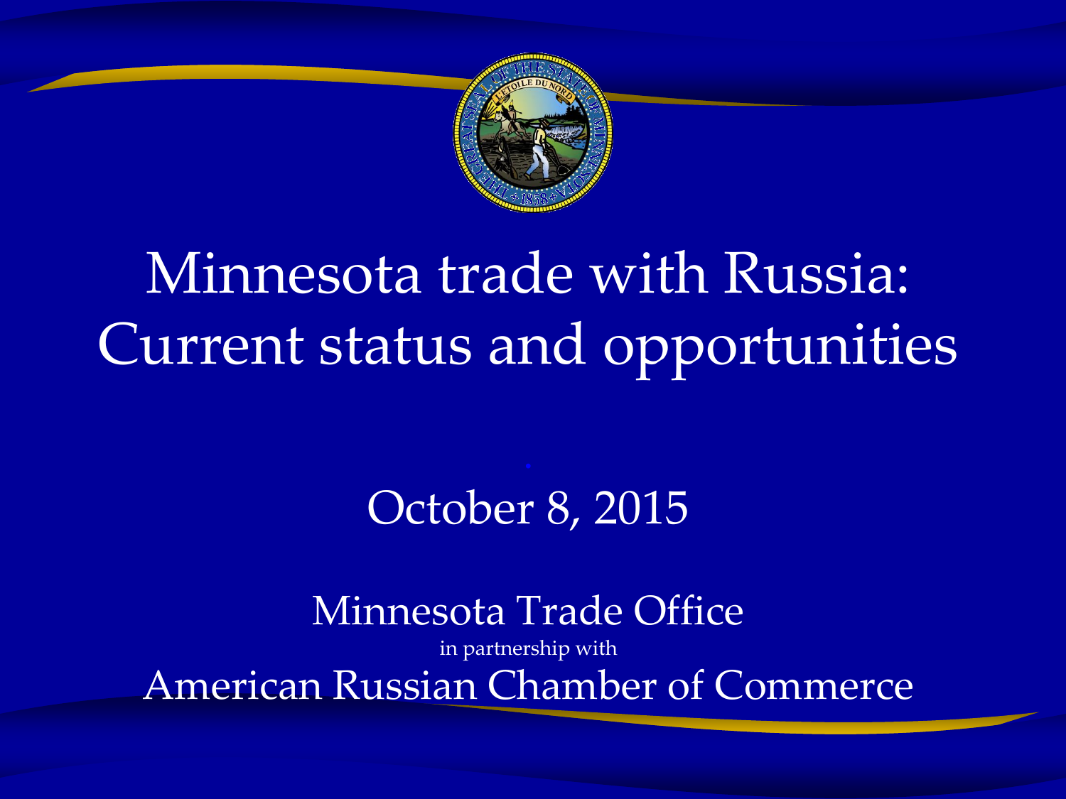# Minnesota trade with Russia: Current status and opportunities

October 8, 2015

Minnesota Trade Office

in partnership with

American Russian Chamber of Commerce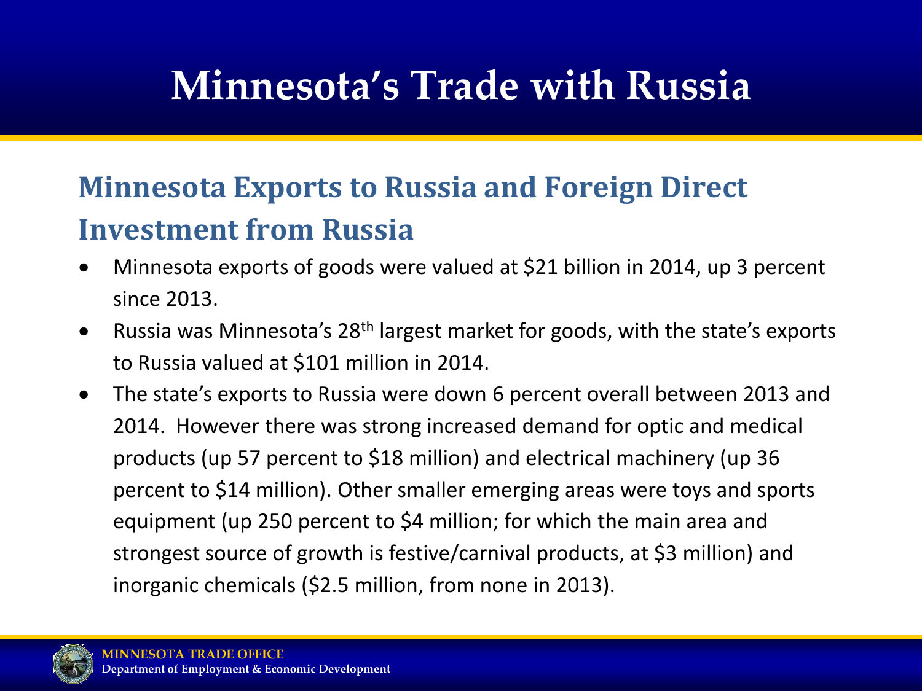# Minnesota's Trade with Russia

## Minnesota Exports to Russia and Foreign Direct Investment from Russia

- Minnesota exports of goods were valued at $21 billion in 2014, up 3 percent since 2013.
- Russia was Minnesota's 28th largest market for goods, with the state's exports to Russia valued at $101 million in 2014.
- The state's exports to Russia were down 6 percent overall between 2013 and 2014. However there was strong increased demand for optic and medical products (up 57 percent to $18 million) and electrical machinery (up 36 percent to $14 million). Other smaller emerging areas were toys and sports equipment (up 250 percent to $4 million; for which the main area and strongest source of growth is festive/carnival products, at $3 million) and inorganic chemicals ($2.5 million, from none in 2013).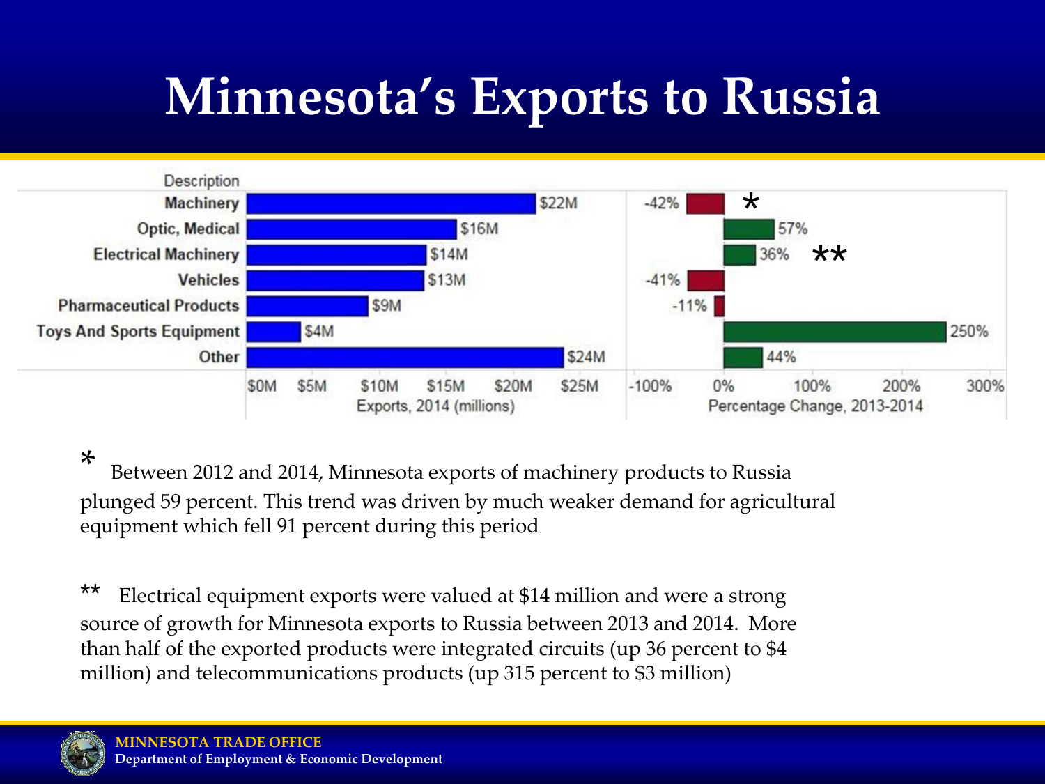# Minnesota's Exports to Russia

| Description | Exports, 2014 (millions) | Percentage Change, 2013-2014 |
|---|---|---|
| Machinery | $22M | -42% * |
| Optic, Medical | $16M | 57% |
| Electrical Machinery | $14M | 36% ** |
| Vehicles | $13M | -41% |
| Pharmaceutical Products | $9M | -11% |
| Toys And Sports Equipment | $4M | 250% |
| Other | $24M | 44% |

\* Between 2012 and 2014, Minnesota exports of machinery products to Russia plunged 59 percent. This trend was driven by much weaker demand for agricultural equipment which fell 91 percent during this period

\*\* Electrical equipment exports were valued at $14 million and were a strong source of growth for Minnesota exports to Russia between 2013 and 2014. More than half of the exported products were integrated circuits (up 36 percent to $4 million) and telecommunications products (up 315 percent to $3 million)

**MINNESOTA TRADE OFFICE**
**Department of Employment & Economic Development**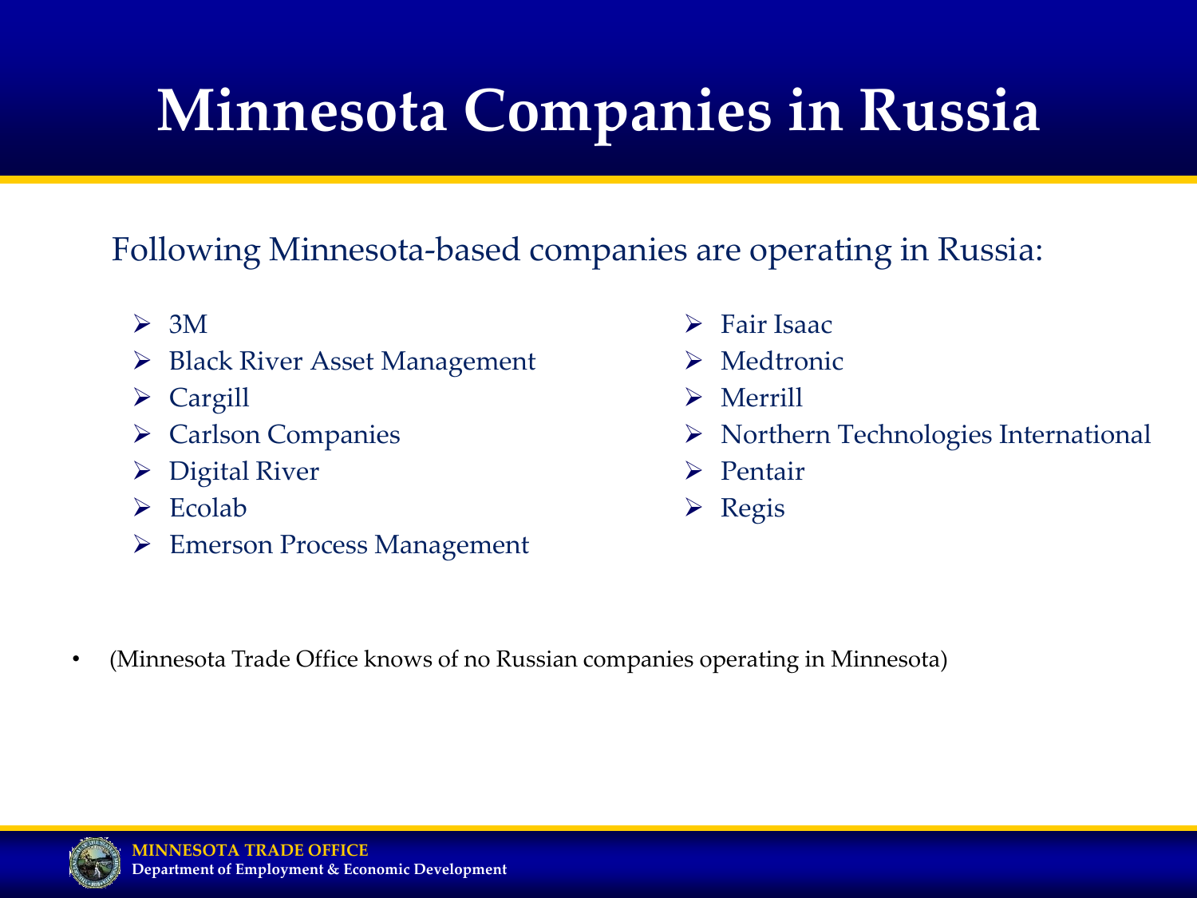# Minnesota Companies in Russia

Following Minnesota-based companies are operating in Russia:

- 3M
- Black River Asset Management
- Cargill
- Carlson Companies
- Digital River
- Ecolab
- Emerson Process Management
- Fair Isaac
- Medtronic
- Merrill
- Northern Technologies International
- Pentair
- Regis

- (Minnesota Trade Office knows of no Russian companies operating in Minnesota)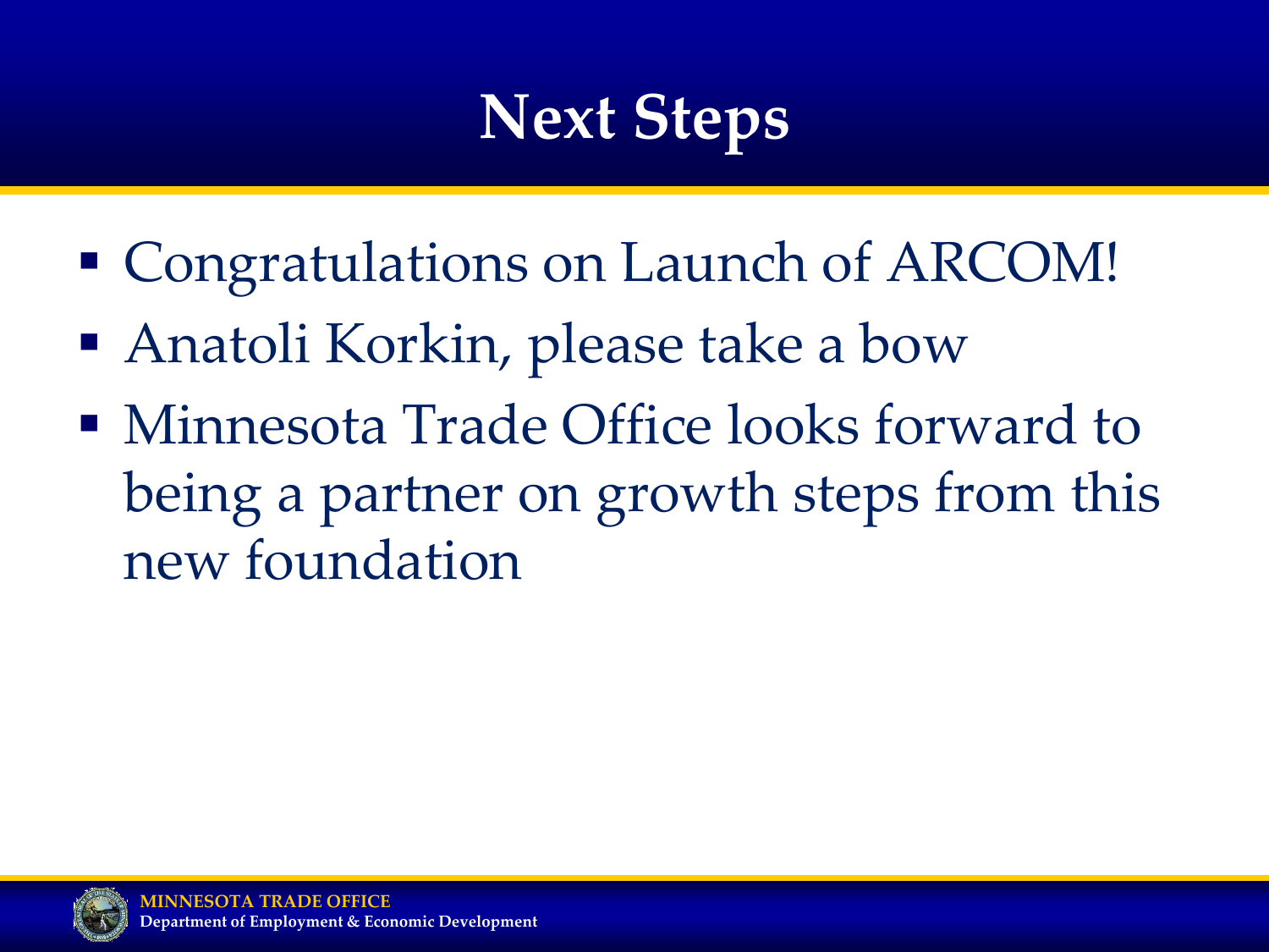# Next Steps

- Congratulations on Launch of ARCOM!
- Anatoli Korkin, please take a bow
- Minnesota Trade Office looks forward to being a partner on growth steps from this new foundation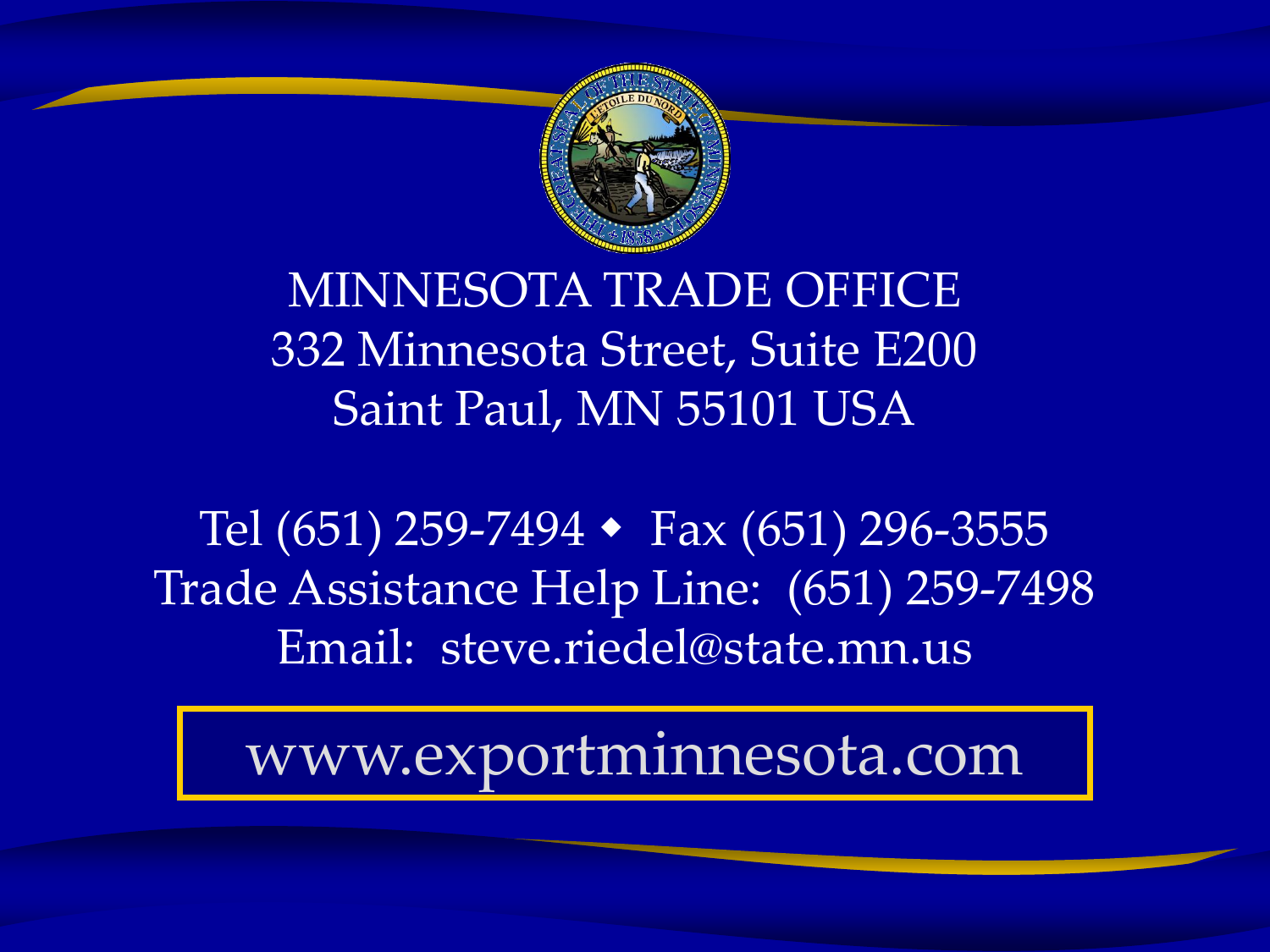MINNESOTA TRADE OFFICE

332 Minnesota Street, Suite E200

Saint Paul, MN 55101 USA

Tel (651) 259-7494 ◆ Fax (651) 296-3555

Trade Assistance Help Line: (651) 259-7498

Email: steve.riedel@state.mn.us

www.exportminnesota.com